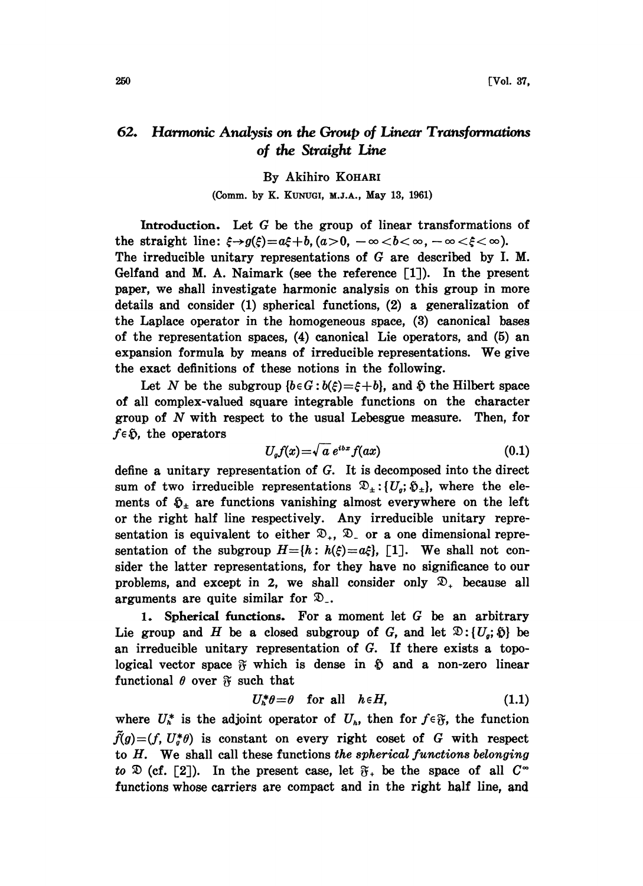# 62. Harmonic Analysis on the Group of Linear Transformations of the Straight Line

By Akihiro KOHARI

(Comm. by K. KUNUGI, M.J.A., May 13, 1961)

**Introduction.** Let $G$ be the group of linear transformations of the straight line: $\xi \to g(\xi) = a\xi + b, (a > 0, -\infty < b < \infty, -\infty < \xi < \infty)$. The irreducible unitary representations of $G$ are described by I. M. Gelfand and M. A. Naimark (see the reference [1]). In the present paper, we shall investigate harmonic analysis on this group in more details and consider (1) spherical functions, (2) a generalization of the Laplace operator in the homogeneous space, (3) canonical bases of the representation spaces, (4) canonical Lie operators, and (5) an expansion formula by means of irreducible representations. We give the exact definitions of these notions in the following.

Let $N$ be the subgroup $\{b \in G : b(\xi) = \xi + b\}$, and $\mathfrak{H}$ the Hilbert space of all complex-valued square integrable functions on the character group of $N$ with respect to the usual Lebesgue measure. Then, for $f \in \mathfrak{H}$, the operators

$$U_g f(x) = \sqrt{a}\, e^{ibx} f(ax) \tag{0.1}$$

define a unitary representation of $G$. It is decomposed into the direct sum of two irreducible representations $\mathfrak{D}_{\pm} : \{U_g; \mathfrak{H}_{\pm}\}$, where the elements of $\mathfrak{H}_{\pm}$ are functions vanishing almost everywhere on the left or the right half line respectively. Any irreducible unitary representation is equivalent to either $\mathfrak{D}_+$, $\mathfrak{D}_-$ or a one dimensional representation of the subgroup $H = \{h : h(\xi) = a\xi\}$, [1]. We shall not consider the latter representations, for they have no significance to our problems, and except in 2, we shall consider only $\mathfrak{D}_+$ because all arguments are quite similar for $\mathfrak{D}_-$.

**1. Spherical functions.** For a moment let $G$ be an arbitrary Lie group and $H$ be a closed subgroup of $G$, and let $\mathfrak{D} : \{U_g; \mathfrak{H}\}$ be an irreducible unitary representation of $G$. If there exists a topological vector space $\mathfrak{F}$ which is dense in $\mathfrak{H}$ and a non-zero linear functional $\theta$ over $\mathfrak{F}$ such that

$$U_h^* \theta = \theta \quad \text{for all} \quad h \in H, \tag{1.1}$$

where $U_h^*$ is the adjoint operator of $U_h$, then for $f \in \mathfrak{F}$, the function $\tilde{f}(g) = (f, U_g^* \theta)$ is constant on every right coset of $G$ with respect to $H$. We shall call these functions *the spherical functions belonging to* $\mathfrak{D}$ (cf. [2]). In the present case, let $\mathfrak{F}_+$ be the space of all $C^\infty$ functions whose carriers are compact and in the right half line, and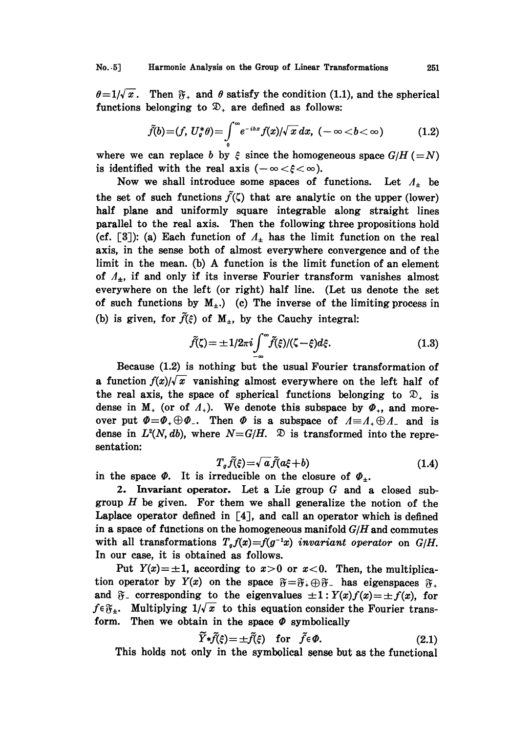$\theta = 1/\sqrt{x}$. Then $\mathfrak{F}_+$ and $\theta$ satisfy the condition (1.1), and the spherical functions belonging to $\mathfrak{D}_+$ are defined as follows:

$$\tilde{f}(b) = (f, U_g^* \theta) = \int_0^\infty e^{-ibx} f(x)/\sqrt{x}\, dx, \quad (-\infty < b < \infty) \tag{1.2}$$

where we can replace $b$ by $\xi$ since the homogeneous space $G/H$ $(=N)$ is identified with the real axis $(-\infty < \xi < \infty)$.

Now we shall introduce some spaces of functions. Let $\Lambda_\pm$ be the set of such functions $\tilde{f}(\zeta)$ that are analytic on the upper (lower) half plane and uniformly square integrable along straight lines parallel to the real axis. Then the following three propositions hold (cf. [3]): (a) Each function of $\Lambda_\pm$ has the limit function on the real axis, in the sense both of almost everywhere convergence and of the limit in the mean. (b) A function is the limit function of an element of $\Lambda_\pm$, if and only if its inverse Fourier transform vanishes almost everywhere on the left (or right) half line. (Let us denote the set of such functions by $\mathrm{M}_\pm$.) (c) The inverse of the limiting process in (b) is given, for $\tilde{f}(\xi)$ of $\mathrm{M}_\pm$, by the Cauchy integral:

$$\tilde{f}(\zeta) = \pm 1/2\pi i \int_{-\infty}^\infty \tilde{f}(\xi)/(\zeta - \xi) d\xi. \tag{1.3}$$

Because (1.2) is nothing but the usual Fourier transformation of a function $f(x)/\sqrt{x}$ vanishing almost everywhere on the left half of the real axis, the space of spherical functions belonging to $\mathfrak{D}_+$ is dense in $\mathrm{M}_+$ (or of $\Lambda_+$). We denote this subspace by $\Phi_+$, and moreover put $\Phi = \Phi_+ \oplus \Phi_-$. Then $\Phi$ is a subspace of $\Lambda \equiv \Lambda_+ \oplus \Lambda_-$ and is dense in $L^2(N, db)$, where $N = G/H$. $\mathfrak{D}$ is transformed into the representation:

$$T_g \tilde{f}(\xi) = \sqrt{a}\, \tilde{f}(a\xi + b) \tag{1.4}$$

in the space $\Phi$. It is irreducible on the closure of $\Phi_\pm$.

**2. Invariant operator.** Let a Lie group $G$ and a closed subgroup $H$ be given. For them we shall generalize the notion of the Laplace operator defined in [4], and call an operator which is defined in a space of functions on the homogeneous manifold $G/H$ and commutes with all transformations $T_g f(x) = f(g^{-1}x)$ *invariant operator* on $G/H$. In our case, it is obtained as follows.

Put $Y(x) = \pm 1$, according to $x > 0$ or $x < 0$. Then, the multiplication operator by $Y(x)$ on the space $\mathfrak{F} = \mathfrak{F}_+ \oplus \mathfrak{F}_-$ has eigenspaces $\mathfrak{F}_+$ and $\mathfrak{F}_-$ corresponding to the eigenvalues $\pm 1 : Y(x) f(x) = \pm f(x)$, for $f \in \mathfrak{F}_\pm$. Multiplying $1/\sqrt{x}$ to this equation consider the Fourier transform. Then we obtain in the space $\Phi$ symbolically

$$\tilde{Y} * \tilde{f}(\xi) = \pm \tilde{f}(\xi) \quad \text{for} \quad \tilde{f} \in \Phi. \tag{2.1}$$

This holds not only in the symbolical sense but as the functional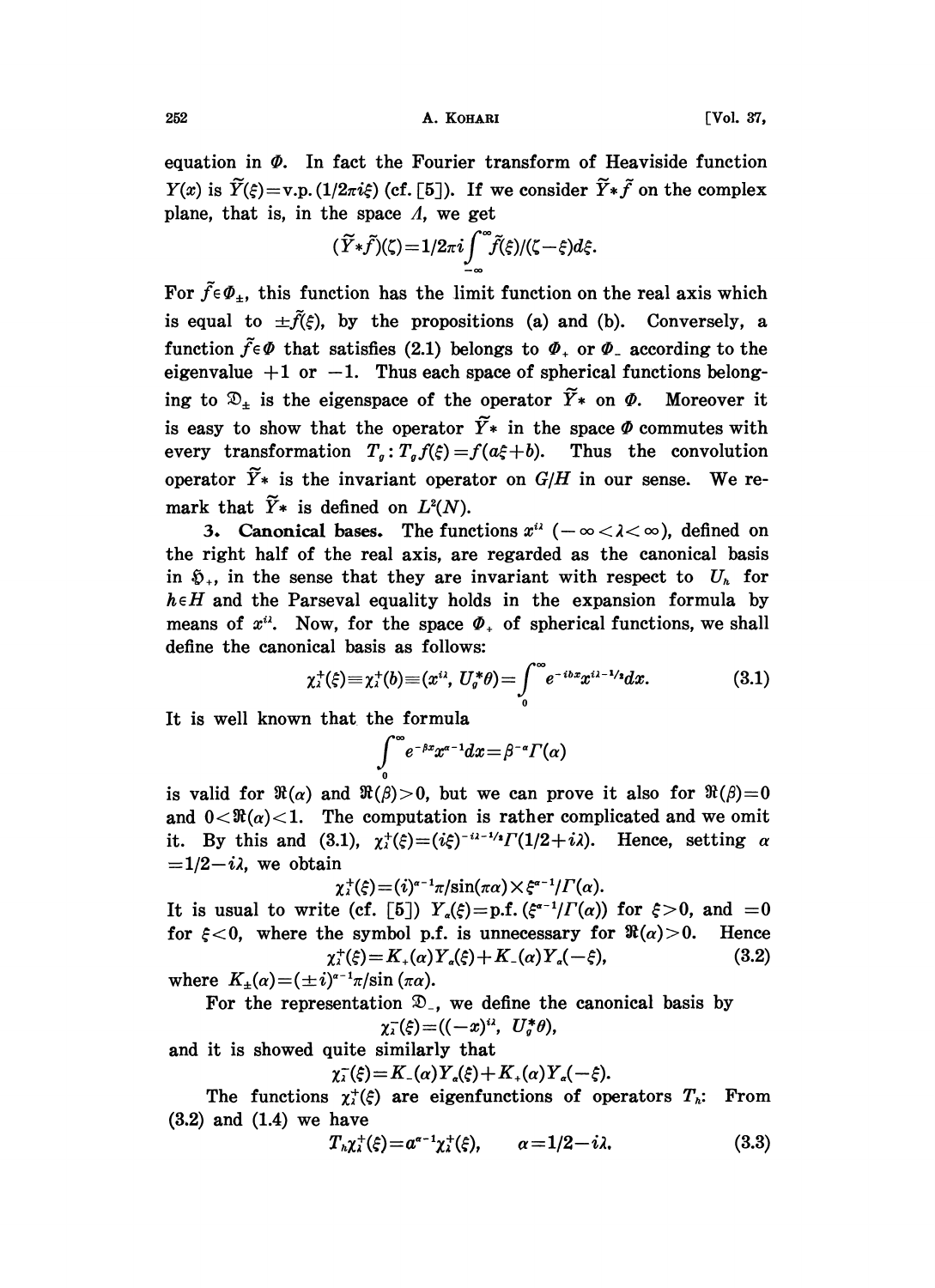equation in $\Phi$. In fact the Fourier transform of Heaviside function $Y(x)$ is $\tilde{Y}(\xi)=\text{v.p.}(1/2\pi i\xi)$ (cf. [5]). If we consider $\tilde{Y}*\tilde{f}$ on the complex plane, that is, in the space $\Lambda$, we get

$$(\tilde{Y}*\tilde{f})(\zeta)=1/2\pi i\int_{-\infty}^{\infty}\tilde{f}(\xi)/(\zeta-\xi)d\xi.$$

For $\tilde{f}\in\Phi_{\pm}$, this function has the limit function on the real axis which is equal to $\pm\tilde{f}(\xi)$, by the propositions (a) and (b). Conversely, a function $\tilde{f}\in\Phi$ that satisfies (2.1) belongs to $\Phi_{+}$ or $\Phi_{-}$ according to the eigenvalue $+1$ or $-1$. Thus each space of spherical functions belonging to $\mathfrak{D}_{\pm}$ is the eigenspace of the operator $\tilde{Y}*$ on $\Phi$. Moreover it is easy to show that the operator $\tilde{Y}*$ in the space $\Phi$ commutes with every transformation $T_g: T_g f(\xi)=f(a\xi+b)$. Thus the convolution operator $\tilde{Y}*$ is the invariant operator on $G/H$ in our sense. We remark that $\tilde{Y}*$ is defined on $L^2(N)$.

**3. Canonical bases.** The functions $x^{i\lambda}$ $(-\infty<\lambda<\infty)$, defined on the right half of the real axis, are regarded as the canonical basis in $\mathfrak{H}_{+}$, in the sense that they are invariant with respect to $U_h$ for $h\in H$ and the Parseval equality holds in the expansion formula by means of $x^{i\lambda}$. Now, for the space $\Phi_{+}$ of spherical functions, we shall define the canonical basis as follows:

$$\chi_\lambda^{+}(\xi)\equiv\chi_\lambda^{+}(b)\equiv(x^{i\lambda},\ U_g^{*}\theta)=\int_0^{\infty}e^{-ibx}x^{i\lambda-1/2}dx. \tag{3.1}$$

It is well known that the formula

$$\int_0^{\infty}e^{-\beta x}x^{\alpha-1}dx=\beta^{-\alpha}\Gamma(\alpha)$$

is valid for $\Re(\alpha)$ and $\Re(\beta)>0$, but we can prove it also for $\Re(\beta)=0$ and $0<\Re(\alpha)<1$. The computation is rather complicated and we omit it. By this and (3.1), $\chi_\lambda^{+}(\xi)=(i\xi)^{-i\lambda-1/2}\Gamma(1/2+i\lambda)$. Hence, setting $\alpha=1/2-i\lambda$, we obtain

$$\chi_\lambda^{+}(\xi)=(i)^{\alpha-1}\pi/\sin(\pi\alpha)\times\xi^{\alpha-1}/\Gamma(\alpha).$$

It is usual to write (cf. [5]) $Y_\alpha(\xi)=\text{p.f.}(\xi^{\alpha-1}/\Gamma(\alpha))$ for $\xi>0$, and $=0$ for $\xi<0$, where the symbol p.f. is unnecessary for $\Re(\alpha)>0$. Hence

$$\chi_\lambda^{+}(\xi)=K_{+}(\alpha)Y_\alpha(\xi)+K_{-}(\alpha)Y_\alpha(-\xi), \tag{3.2}$$

where $K_{\pm}(\alpha)=(\pm i)^{\alpha-1}\pi/\sin(\pi\alpha)$.

For the representation $\mathfrak{D}_{-}$, we define the canonical basis by

$$\chi_\lambda^{-}(\xi)=((-x)^{i\lambda},\ U_g^{*}\theta),$$

and it is showed quite similarly that

$$\chi_\lambda^{-}(\xi)=K_{-}(\alpha)Y_\alpha(\xi)+K_{+}(\alpha)Y_\alpha(-\xi).$$

The functions $\chi_\lambda^{+}(\xi)$ are eigenfunctions of operators $T_h$: From (3.2) and (1.4) we have

$$T_h\chi_\lambda^{+}(\xi)=a^{\alpha-1}\chi_\lambda^{+}(\xi),\qquad \alpha=1/2-i\lambda. \tag{3.3}$$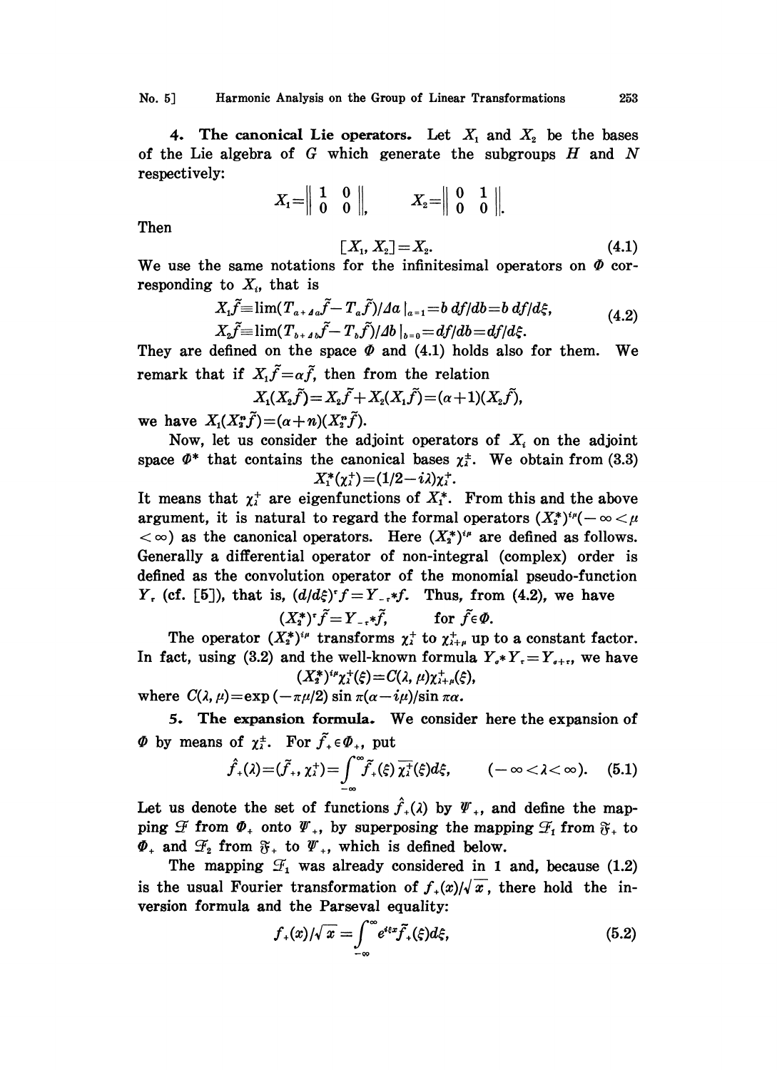**4. The canonical Lie operators.** Let $X_1$ and $X_2$ be the bases of the Lie algebra of $G$ which generate the subgroups $H$ and $N$ respectively:

$$X_1 = \left\| \begin{matrix} 1 & 0 \\ 0 & 0 \end{matrix} \right\|, \qquad X_2 = \left\| \begin{matrix} 0 & 1 \\ 0 & 0 \end{matrix} \right\|.$$

Then

$$[X_1, X_2] = X_2. \tag{4.1}$$

We use the same notations for the infinitesimal operators on $\Phi$ corresponding to $X_i$, that is

$$\begin{aligned} X_1\tilde{f} &\equiv \lim(T_{a+\Delta a}\tilde{f} - T_a\tilde{f})/\Delta a\,|_{a=1} = b\, df/db = b\, df/d\xi, \\ X_2\tilde{f} &\equiv \lim(T_{b+\Delta b}\tilde{f} - T_b\tilde{f})/\Delta b\,|_{b=0} = df/db = df/d\xi. \end{aligned} \tag{4.2}$$

They are defined on the space $\Phi$ and (4.1) holds also for them. We remark that if $X_1\tilde{f} = \alpha\tilde{f}$, then from the relation

$$X_1(X_2\tilde{f}) = X_2\tilde{f} + X_2(X_1\tilde{f}) = (\alpha+1)(X_2\tilde{f}),$$

we have $X_1(X_2^n\tilde{f}) = (\alpha+n)(X_2^n\tilde{f})$.

Now, let us consider the adjoint operators of $X_i$ on the adjoint space $\Phi^*$ that contains the canonical bases $\chi_\lambda^\pm$. We obtain from (3.3)

$$X_1^*(\chi_\lambda^+) = (1/2 - i\lambda)\chi_\lambda^+.$$

It means that $\chi_\lambda^+$ are eigenfunctions of $X_1^*$. From this and the above argument, it is natural to regard the formal operators $(X_2^*)^{i\mu}(-\infty < \mu < \infty)$ as the canonical operators. Here $(X_2^*)^{i\mu}$ are defined as follows. Generally a differential operator of non-integral (complex) order is defined as the convolution operator of the monomial pseudo-function $Y_\tau$ (cf. [5]), that is, $(d/d\xi)^\tau f = Y_{-\tau} * f$. Thus, from (4.2), we have

$$(X_2^*)^\tau \tilde{f} = Y_{-\tau} * \tilde{f}, \qquad \text{for } \tilde{f} \in \Phi.$$

The operator $(X_2^*)^{i\mu}$ transforms $\chi_\lambda^+$ to $\chi_{\lambda+\mu}^+$ up to a constant factor. In fact, using (3.2) and the well-known formula $Y_\sigma * Y_\tau = Y_{\sigma+\tau}$, we have

$$(X_2^*)^{i\mu}\chi_\lambda^+(\xi) = C(\lambda, \mu)\chi_{\lambda+\mu}^+(\xi),$$

where $C(\lambda, \mu) = \exp(-\pi\mu/2)\sin\pi(\alpha - i\mu)/\sin\pi\alpha$.

**5. The expansion formula.** We consider here the expansion of $\Phi$ by means of $\chi_\lambda^\pm$. For $\tilde{f}_+ \in \Phi_+$, put

$$\hat{f}_+(\lambda) = (\tilde{f}_+, \chi_\lambda^+) = \int_{-\infty}^{\infty} \tilde{f}_+(\xi)\,\overline{\chi_\lambda^+}(\xi)d\xi, \qquad (-\infty < \lambda < \infty). \tag{5.1}$$

Let us denote the set of functions $\hat{f}_+(\lambda)$ by $\Psi_+$, and define the mapping $\mathcal{F}$ from $\Phi_+$ onto $\Psi_+$, by superposing the mapping $\mathcal{F}_1$ from $\mathfrak{F}_+$ to $\Phi_+$ and $\mathcal{F}_2$ from $\mathfrak{F}_+$ to $\Psi_+$, which is defined below.

The mapping $\mathcal{F}_1$ was already considered in 1 and, because (1.2) is the usual Fourier transformation of $f_+(x)/\sqrt{x}$, there hold the inversion formula and the Parseval equality:

$$f_+(x)/\sqrt{x} = \int_{-\infty}^{\infty} e^{i\xi x}\tilde{f}_+(\xi)d\xi, \tag{5.2}$$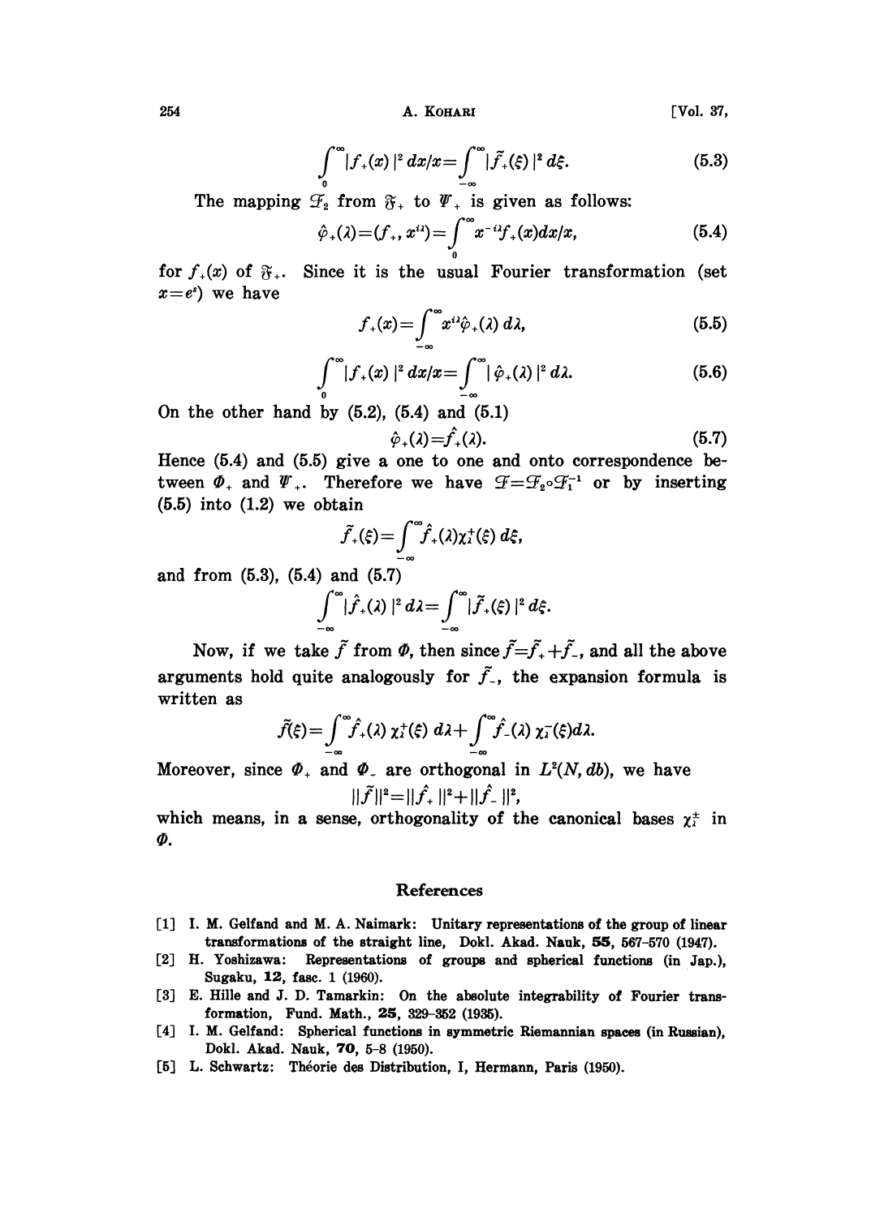$$\int_0^\infty |f_+(x)|^2 \, dx/x = \int_{-\infty}^\infty |\tilde{f}_+(\xi)|^2 \, d\xi. \tag{5.3}$$

The mapping $\mathcal{F}_2$ from $\mathfrak{F}_+$ to $\Psi_+$ is given as follows:

$$\hat{\varphi}_+(\lambda) = (f_+, x^{i\lambda}) = \int_0^\infty x^{-i\lambda} f_+(x) dx/x, \tag{5.4}$$

for $f_+(x)$ of $\mathfrak{F}_+$. Since it is the usual Fourier transformation (set $x = e^s$) we have

$$f_+(x) = \int_{-\infty}^\infty x^{i\lambda} \hat{\varphi}_+(\lambda) \, d\lambda, \tag{5.5}$$

$$\int_0^\infty |f_+(x)|^2 \, dx/x = \int_{-\infty}^\infty |\hat{\varphi}_+(\lambda)|^2 \, d\lambda. \tag{5.6}$$

On the other hand by (5.2), (5.4) and (5.1)

$$\hat{\varphi}_+(\lambda) = \hat{f}_+(\lambda). \tag{5.7}$$

Hence (5.4) and (5.5) give a one to one and onto correspondence between $\Phi_+$ and $\Psi_+$. Therefore we have $\mathcal{F} = \mathcal{F}_2 \circ \mathcal{F}_1^{-1}$ or by inserting (5.5) into (1.2) we obtain

$$\tilde{f}_+(\xi) = \int_{-\infty}^\infty \hat{f}_+(\lambda) \chi_\lambda^+(\xi) \, d\xi,$$

and from (5.3), (5.4) and (5.7)

$$\int_{-\infty}^\infty |\hat{f}_+(\lambda)|^2 \, d\lambda = \int_{-\infty}^\infty |\tilde{f}_+(\xi)|^2 \, d\xi.$$

Now, if we take $\tilde{f}$ from $\Phi$, then since $\tilde{f} = \tilde{f}_+ + \tilde{f}_-$, and all the above arguments hold quite analogously for $\tilde{f}_-$, the expansion formula is written as

$$\tilde{f}(\xi) = \int_{-\infty}^\infty \hat{f}_+(\lambda) \, \chi_\lambda^+(\xi) \, d\lambda + \int_{-\infty}^\infty \hat{f}_-(\lambda) \, \chi_\lambda^-(\xi) d\lambda.$$

Moreover, since $\Phi_+$ and $\Phi_-$ are orthogonal in $L^2(N, db)$, we have

$$\|\tilde{f}\|^2 = \|\hat{f}_+\|^2 + \|\hat{f}_-\|^2,$$

which means, in a sense, orthogonality of the canonical bases $\chi_\lambda^\pm$ in $\Phi$.

## References

[1] I. M. Gelfand and M. A. Naimark: Unitary representations of the group of linear transformations of the straight line, Dokl. Akad. Nauk, **55**, 567–570 (1947).

[2] H. Yoshizawa: Representations of groups and spherical functions (in Jap.), Sugaku, **12**, fasc. 1 (1960).

[3] E. Hille and J. D. Tamarkin: On the absolute integrability of Fourier transformation, Fund. Math., **25**, 329–352 (1935).

[4] I. M. Gelfand: Spherical functions in symmetric Riemannian spaces (in Russian), Dokl. Akad. Nauk, **70**, 5–8 (1950).

[5] L. Schwartz: Théorie des Distribution, I, Hermann, Paris (1950).